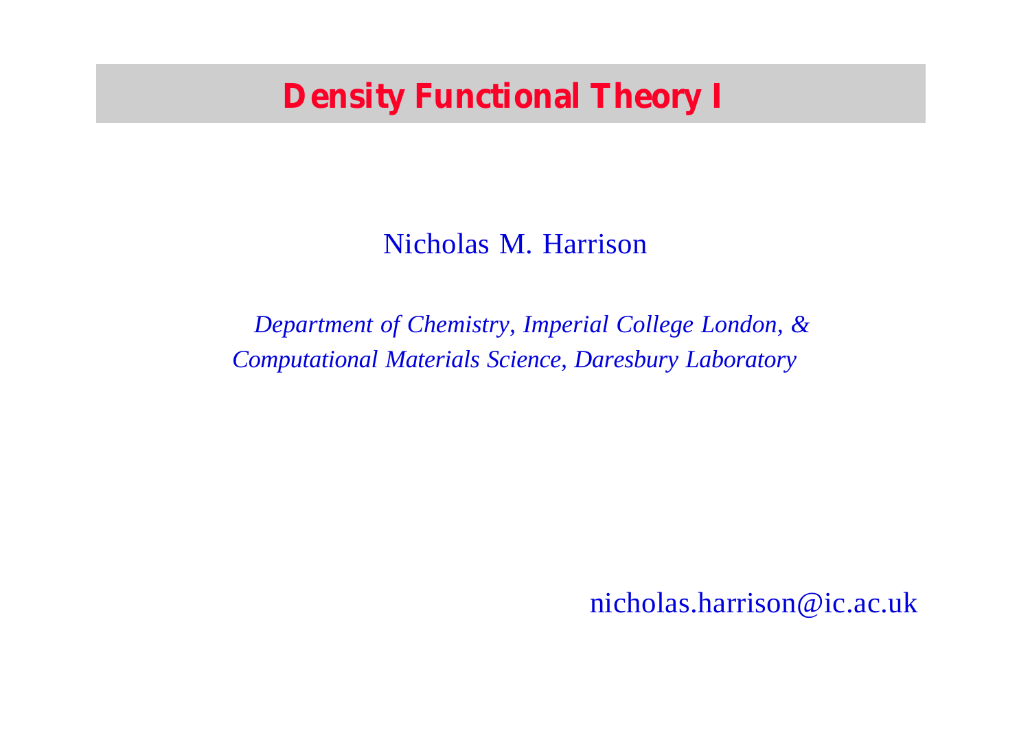# Density Functional Theory I

Nicholas M. Harrison

*Department of Chemistry, Imperial College London, &*
*Computational Materials Science, Daresbury Laboratory*

nicholas.harrison@ic.ac.uk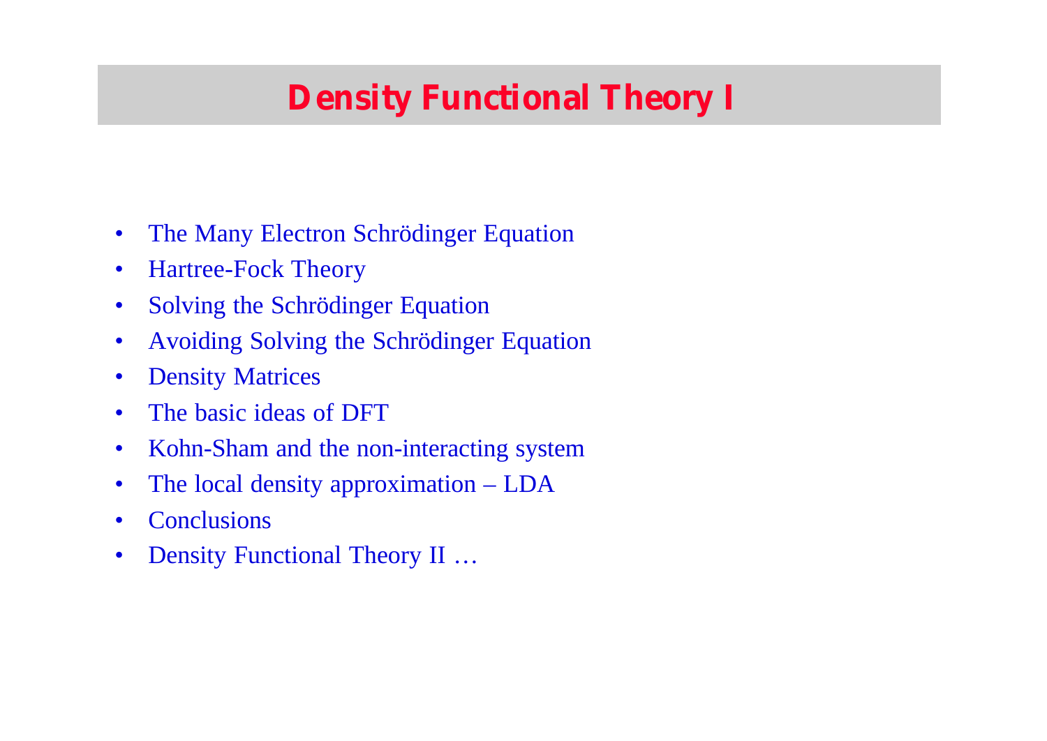# Density Functional Theory I

- The Many Electron Schrödinger Equation
- Hartree-Fock Theory
- Solving the Schrödinger Equation
- Avoiding Solving the Schrödinger Equation
- Density Matrices
- The basic ideas of DFT
- Kohn-Sham and the non-interacting system
- The local density approximation – LDA
- Conclusions
- Density Functional Theory II …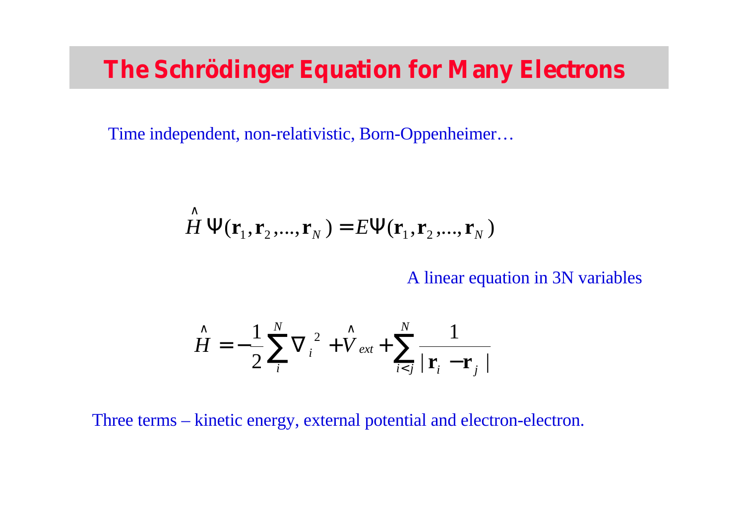# The Schrödinger Equation for Many Electrons

Time independent, non-relativistic, Born-Oppenheimer…

$$\hat{H}\Psi(\mathbf{r}_1, \mathbf{r}_2, ..., \mathbf{r}_N) = E\Psi(\mathbf{r}_1, \mathbf{r}_2, ..., \mathbf{r}_N)$$

A linear equation in 3N variables

$$\hat{H} = -\frac{1}{2}\sum_{i}^{N} \nabla_i^{\,2} + \hat{V}_{ext} + \sum_{i<j}^{N} \frac{1}{|\mathbf{r}_i - \mathbf{r}_j|}$$

Three terms – kinetic energy, external potential and electron-electron.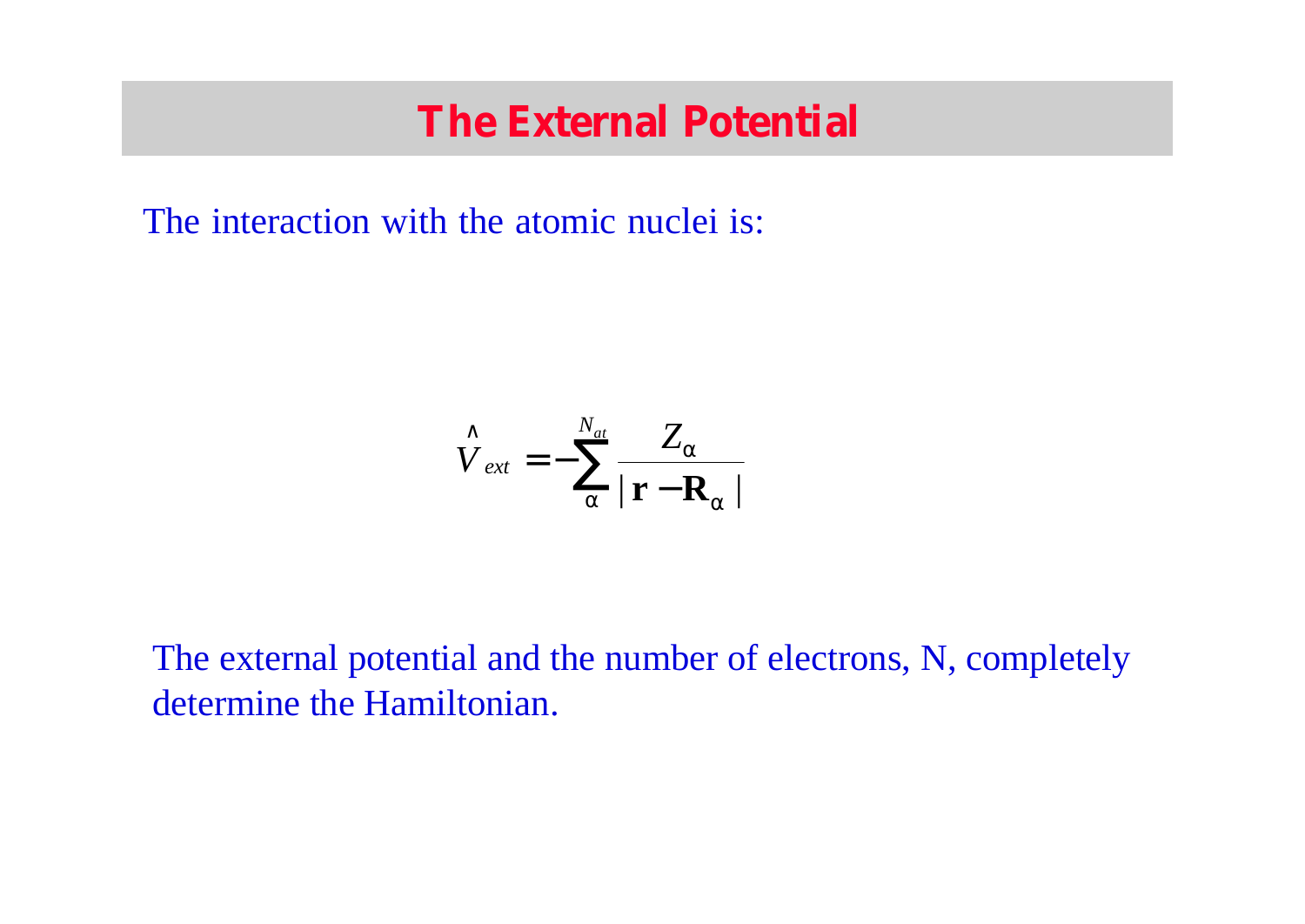# The External Potential

The interaction with the atomic nuclei is:

$$\hat{V}_{ext} = -\sum_{\alpha}^{N_{at}} \frac{Z_{\alpha}}{|\mathbf{r} - \mathbf{R}_{\alpha}|}$$

The external potential and the number of electrons, N, completely determine the Hamiltonian.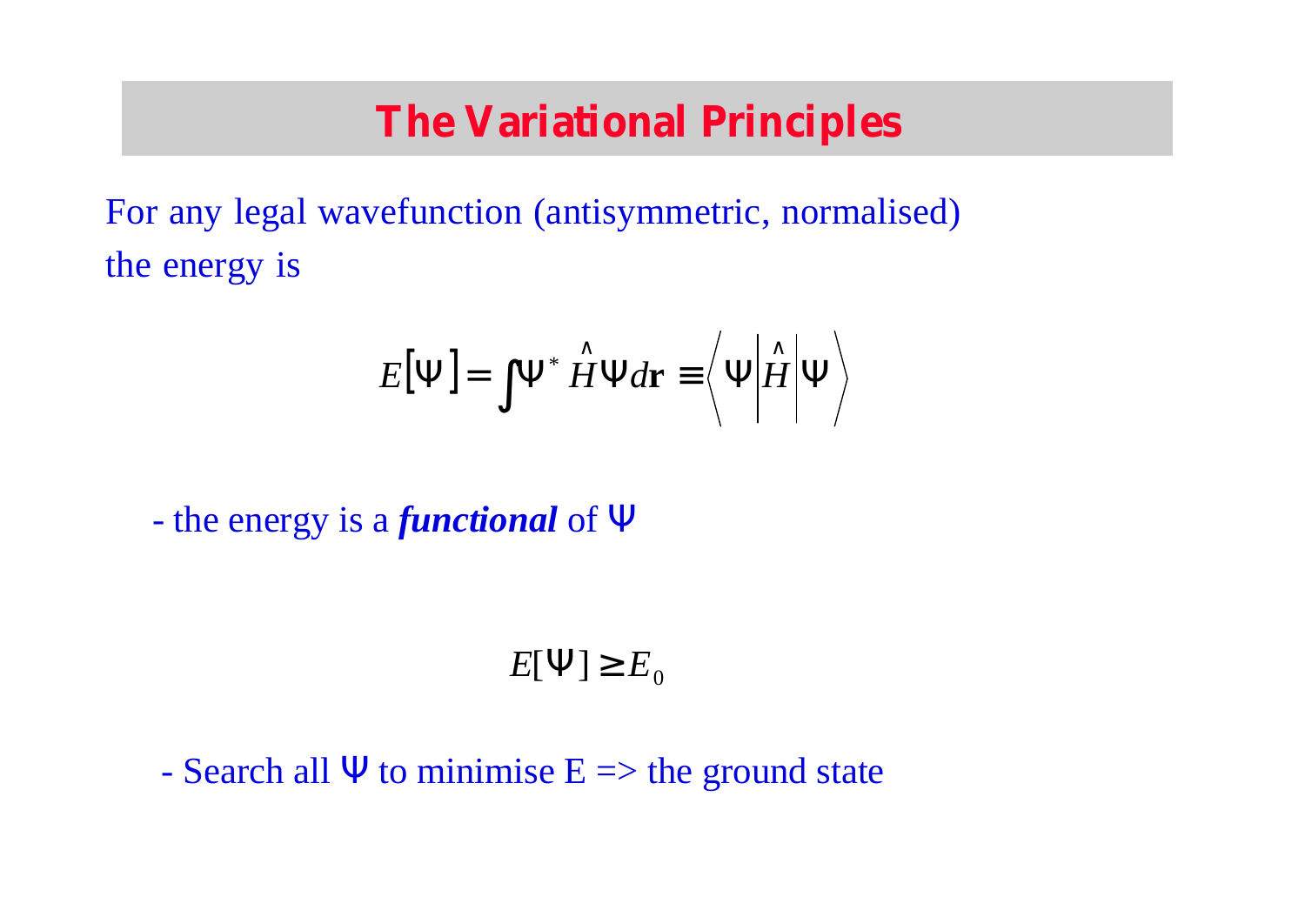# The Variational Principles

For any legal wavefunction (antisymmetric, normalised) the energy is

$$E[\Psi] = \int \Psi^* \hat{H} \Psi d\mathbf{r} \equiv \left\langle \Psi \middle| \hat{H} \middle| \Psi \right\rangle$$

- the energy is a ***functional*** of $\Psi$

$$E[\Psi] \geq E_0$$

- Search all $\Psi$ to minimise E => the ground state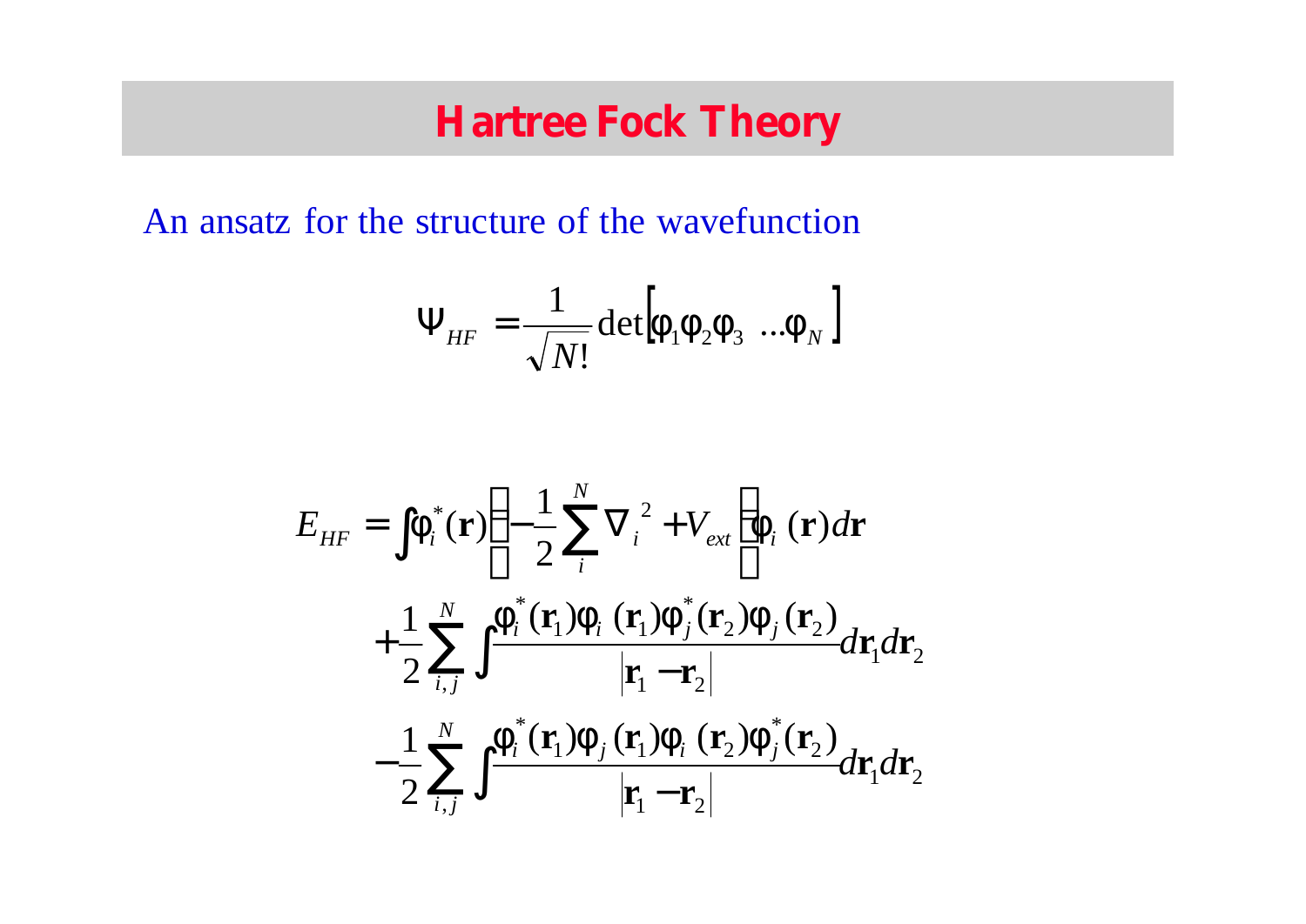# Hartree Fock Theory

An ansatz for the structure of the wavefunction

$$\Psi_{HF} = \frac{1}{\sqrt{N!}} \det\left[\varphi_1 \varphi_2 \varphi_3 \ \ldots \varphi_N\right]$$

$$E_{HF} = \int \varphi_i^*(\mathbf{r}) \left( -\frac{1}{2} \sum_i^N \nabla_i^{\,2} + V_{ext} \right) \varphi_i(\mathbf{r}) d\mathbf{r}$$

$$+ \frac{1}{2} \sum_{i,j}^N \int \frac{\varphi_i^*(\mathbf{r}_1)\varphi_i(\mathbf{r}_1)\varphi_j^*(\mathbf{r}_2)\varphi_j(\mathbf{r}_2)}{|\mathbf{r}_1 - \mathbf{r}_2|} d\mathbf{r}_1 d\mathbf{r}_2$$

$$- \frac{1}{2} \sum_{i,j}^N \int \frac{\varphi_i^*(\mathbf{r}_1)\varphi_j(\mathbf{r}_1)\varphi_i(\mathbf{r}_2)\varphi_j^*(\mathbf{r}_2)}{|\mathbf{r}_1 - \mathbf{r}_2|} d\mathbf{r}_1 d\mathbf{r}_2$$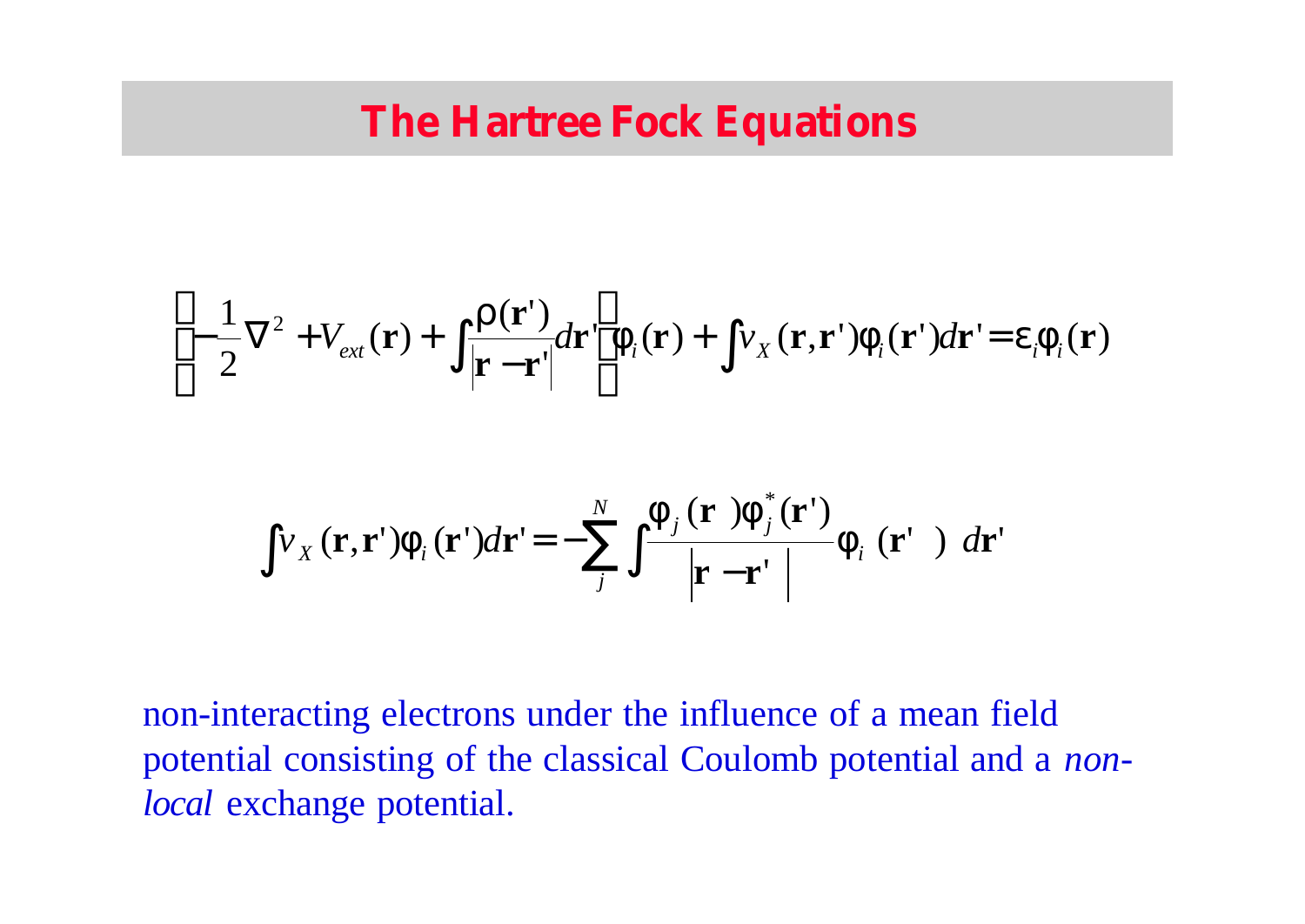# The Hartree Fock Equations

$$\left[-\frac{1}{2}\nabla^2 + V_{ext}(\mathbf{r}) + \int \frac{\rho(\mathbf{r}')}{|\mathbf{r}-\mathbf{r}'|} d\mathbf{r}'\right]\varphi_i(\mathbf{r}) + \int v_X(\mathbf{r},\mathbf{r}')\varphi_i(\mathbf{r}')d\mathbf{r}' = \varepsilon_i \varphi_i(\mathbf{r})$$

$$\int v_X(\mathbf{r},\mathbf{r}')\varphi_i(\mathbf{r}')d\mathbf{r}' = -\sum_j^N \int \frac{\varphi_j(\mathbf{r})\varphi_j^*(\mathbf{r}')}{|\mathbf{r}-\mathbf{r}'|}\varphi_i(\mathbf{r}')\, d\mathbf{r}'$$

non-interacting electrons under the influence of a mean field potential consisting of the classical Coulomb potential and a *non-local* exchange potential.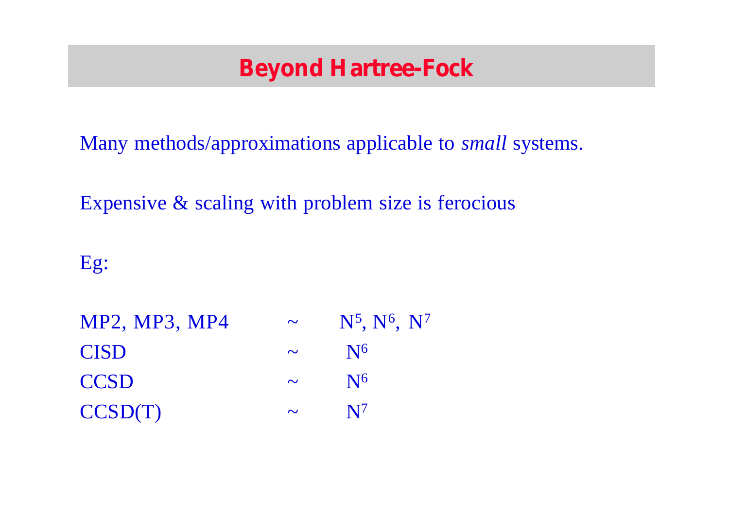# Beyond Hartree-Fock

Many methods/approximations applicable to *small* systems.

Expensive & scaling with problem size is ferocious

Eg:

| | | |
|---|---|---|
| MP2, MP3, MP4 | ~ | $N^5$, $N^6$, $N^7$ |
| CISD | ~ | $N^6$ |
| CCSD | ~ | $N^6$ |
| CCSD(T) | ~ | $N^7$ |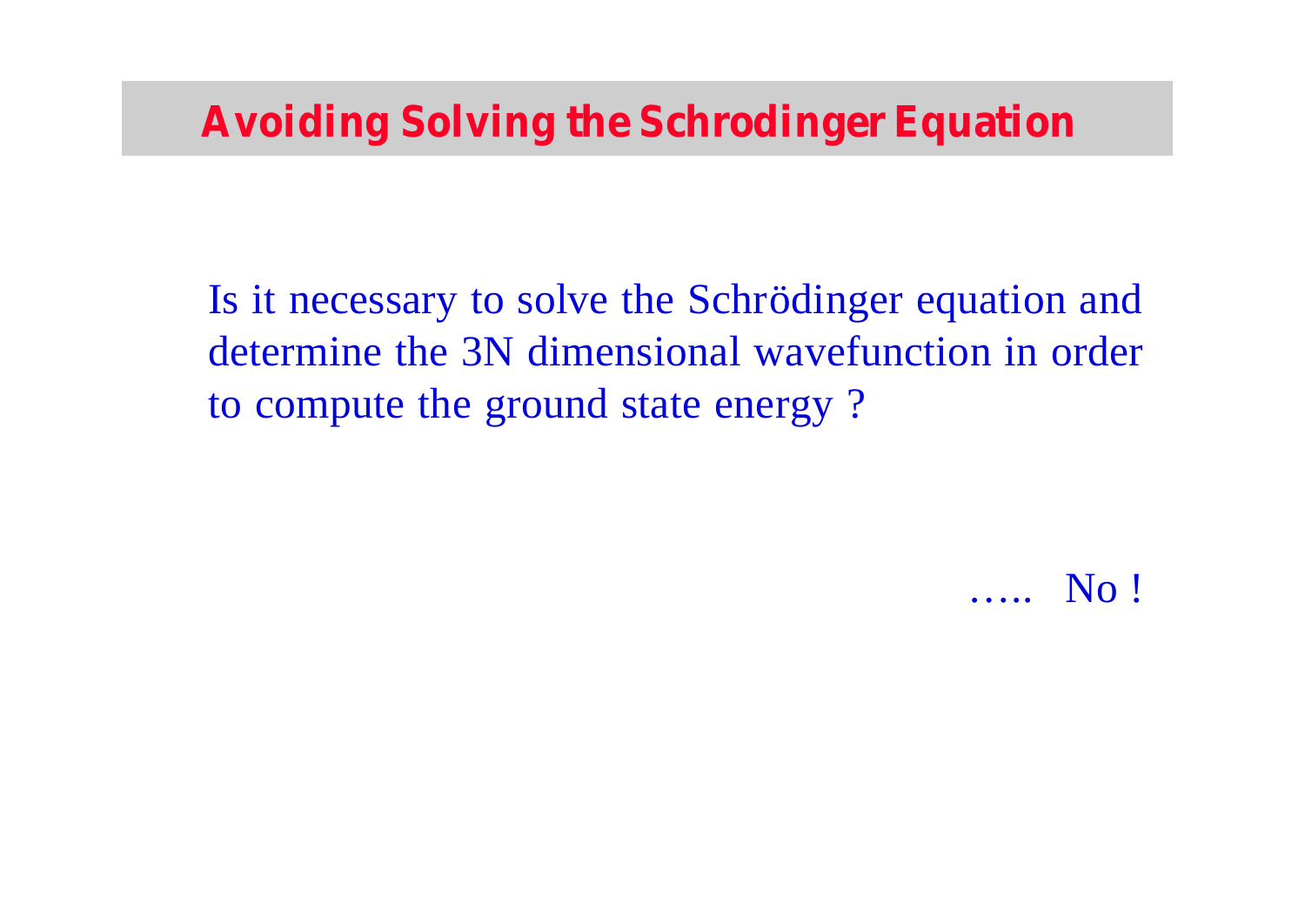# Avoiding Solving the Schrodinger Equation

Is it necessary to solve the Schrödinger equation and determine the 3N dimensional wavefunction in order to compute the ground state energy ?

….. No !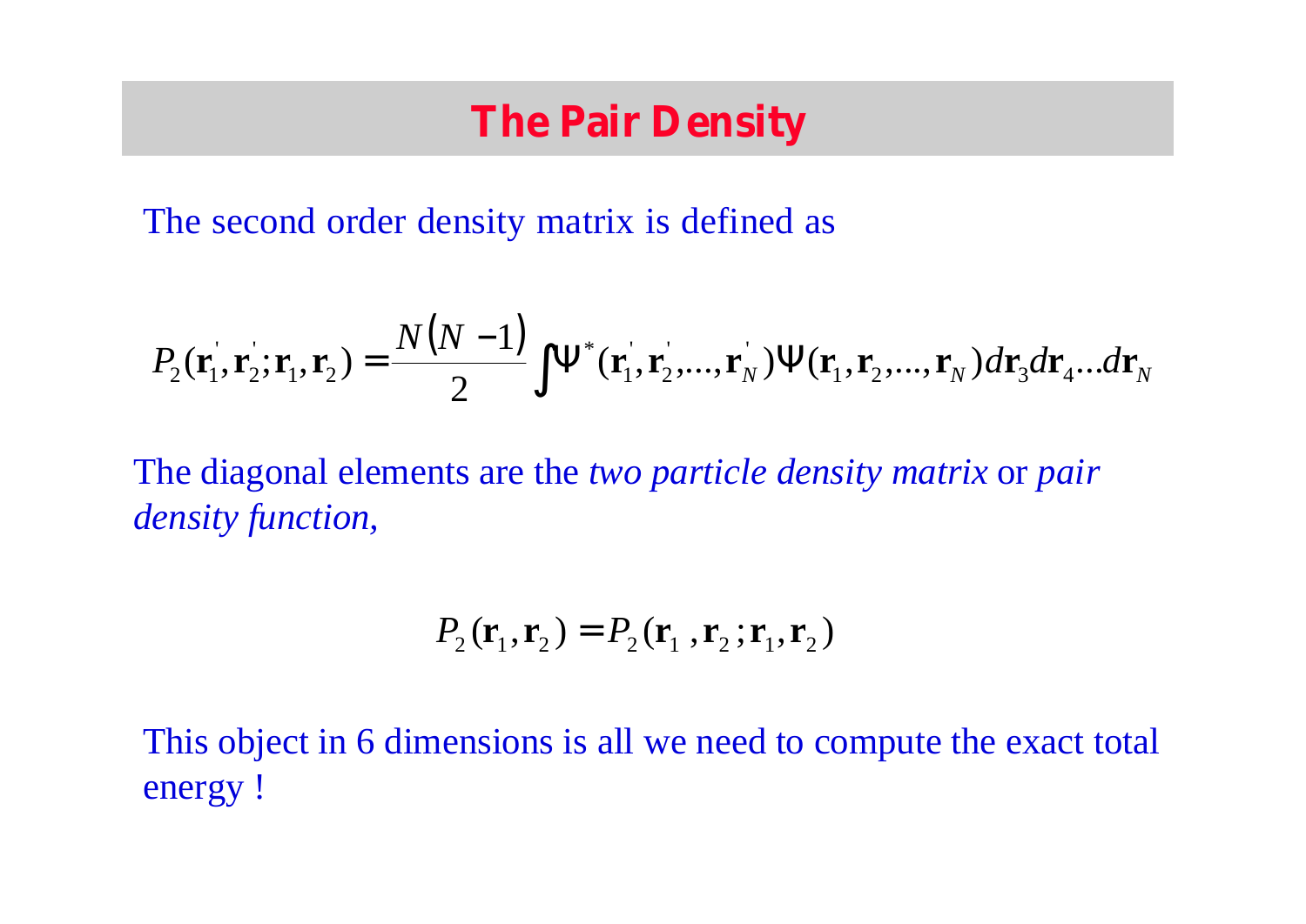# The Pair Density

The second order density matrix is defined as

$$P_2(\mathbf{r}_1^{'},\mathbf{r}_2^{'};\mathbf{r}_1,\mathbf{r}_2) = \frac{N(N-1)}{2}\int \Psi^*(\mathbf{r}_1^{'},\mathbf{r}_2^{'},...,\mathbf{r}_N^{'})\Psi(\mathbf{r}_1,\mathbf{r}_2,...,\mathbf{r}_N)d\mathbf{r}_3 d\mathbf{r}_4...d\mathbf{r}_N$$

The diagonal elements are the *two particle density matrix* or *pair density function,*

$$P_2(\mathbf{r}_1,\mathbf{r}_2) = P_2(\mathbf{r}_1,\mathbf{r}_2;\mathbf{r}_1,\mathbf{r}_2)$$

This object in 6 dimensions is all we need to compute the exact total energy !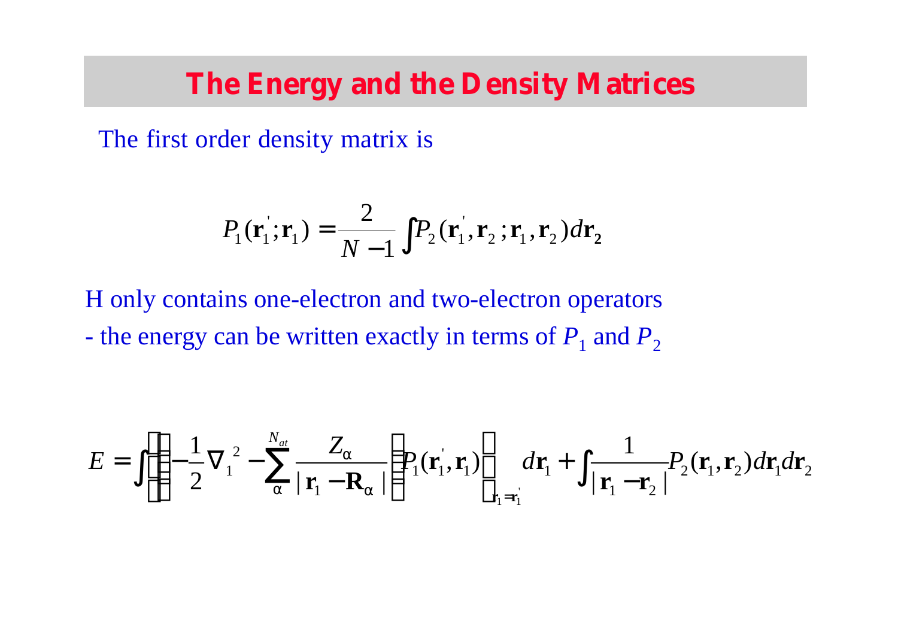## The Energy and the Density Matrices

The first order density matrix is

$$P_1(\mathbf{r}_1^{'};\mathbf{r}_1) = \frac{2}{N-1}\int P_2(\mathbf{r}_1^{'},\mathbf{r}_2;\mathbf{r}_1,\mathbf{r}_2)\,d\mathbf{r_2}$$

H only contains one-electron and two-electron operators
- the energy can be written exactly in terms of $P_1$ and $P_2$

$$E = \int \left[ \left( -\frac{1}{2}\nabla_1^{\,2} - \sum_{\alpha}^{N_{at}} \frac{Z_\alpha}{|\mathbf{r}_1 - \mathbf{R}_\alpha|} \right) P_1(\mathbf{r}_1^{'},\mathbf{r}_1) \right]_{\mathbf{r}_1=\mathbf{r}_1^{'}} d\mathbf{r}_1 + \int \frac{1}{|\mathbf{r}_1 - \mathbf{r}_2|} P_2(\mathbf{r}_1,\mathbf{r}_2)\,d\mathbf{r}_1 d\mathbf{r}_2$$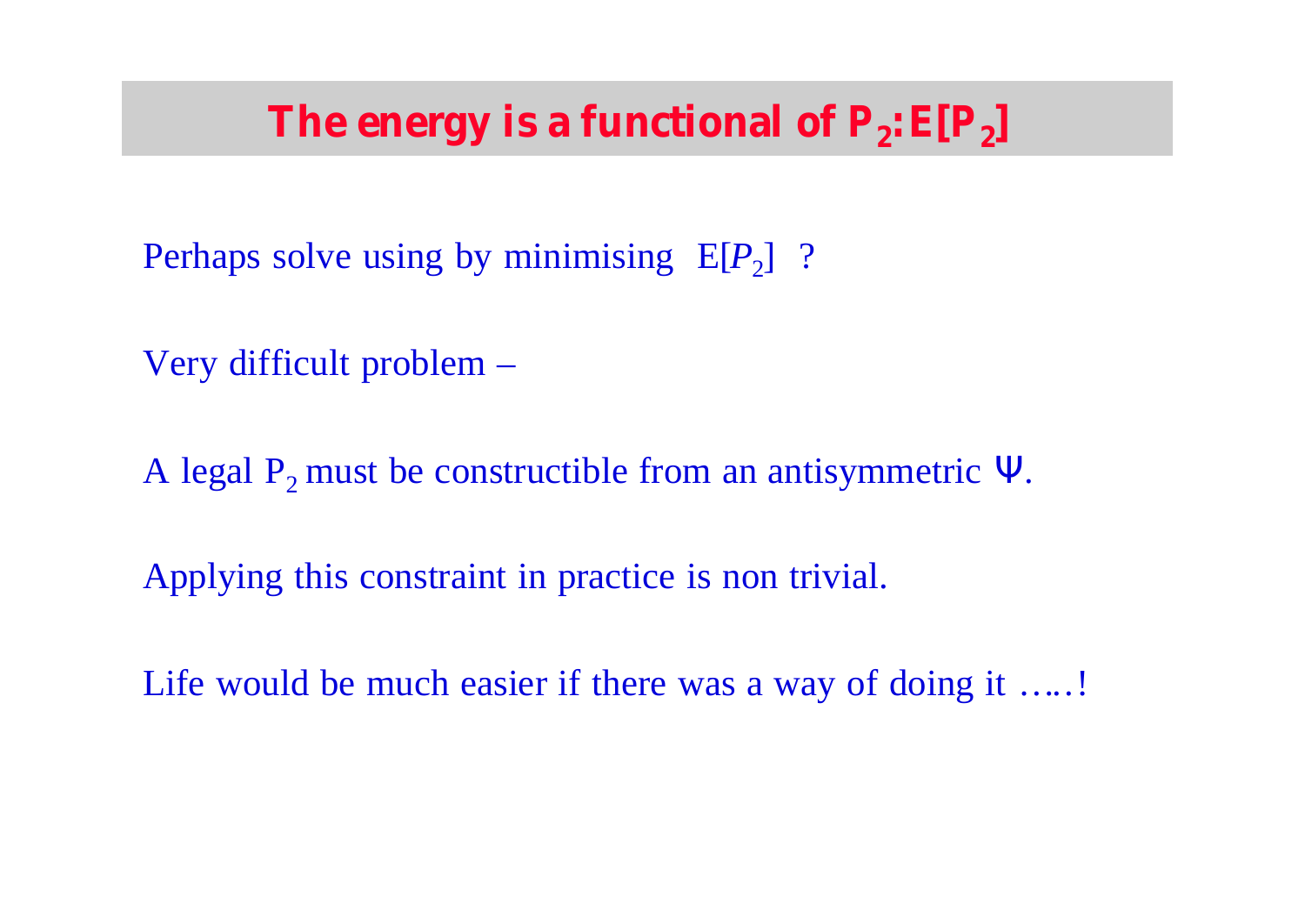# The energy is a functional of $P_2$: $E[P_2]$

Perhaps solve using by minimising $E[P_2]$ ?

Very difficult problem –

A legal $P_2$ must be constructible from an antisymmetric $\Psi$.

Applying this constraint in practice is non trivial.

Life would be much easier if there was a way of doing it …..!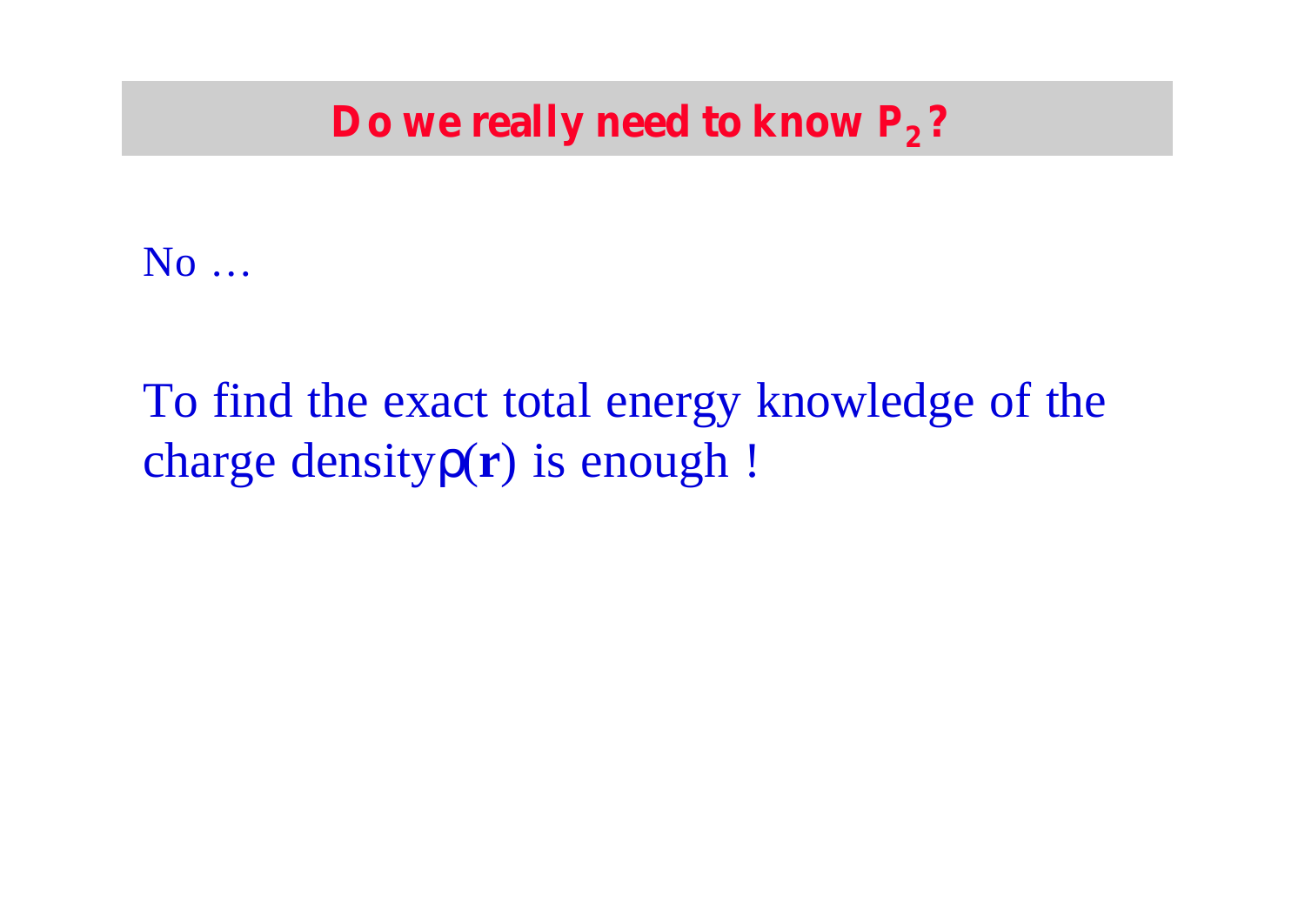# Do we really need to know $P_2$?

No …

To find the exact total energy knowledge of the charge density $\rho(\mathbf{r})$ is enough !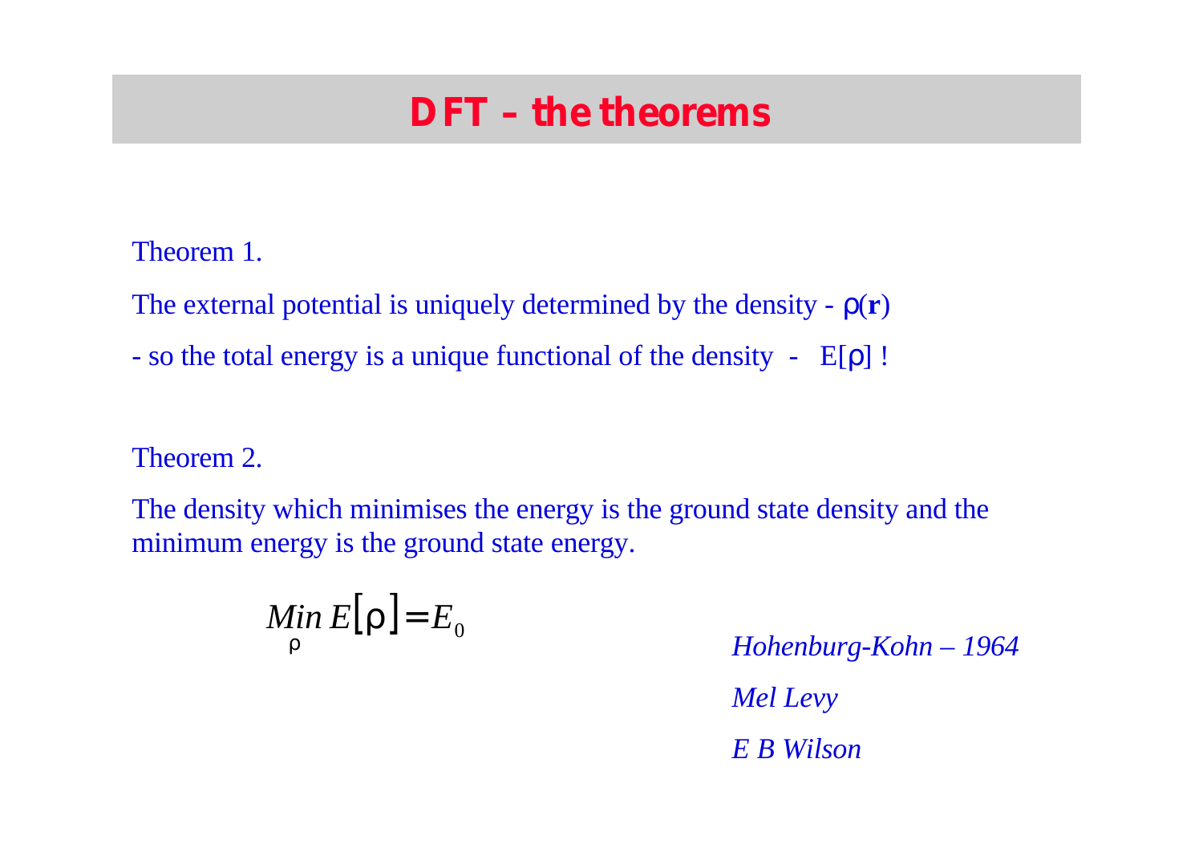# DFT – the theorems

Theorem 1.

The external potential is uniquely determined by the density - $\rho(\mathbf{r})$

- so the total energy is a unique functional of the density - $E[\rho]$ !

Theorem 2.

The density which minimises the energy is the ground state density and the minimum energy is the ground state energy.

$$\underset{\rho}{Min}\, E[\rho] = E_0$$

*Hohenburg-Kohn – 1964*

*Mel Levy*

*E B Wilson*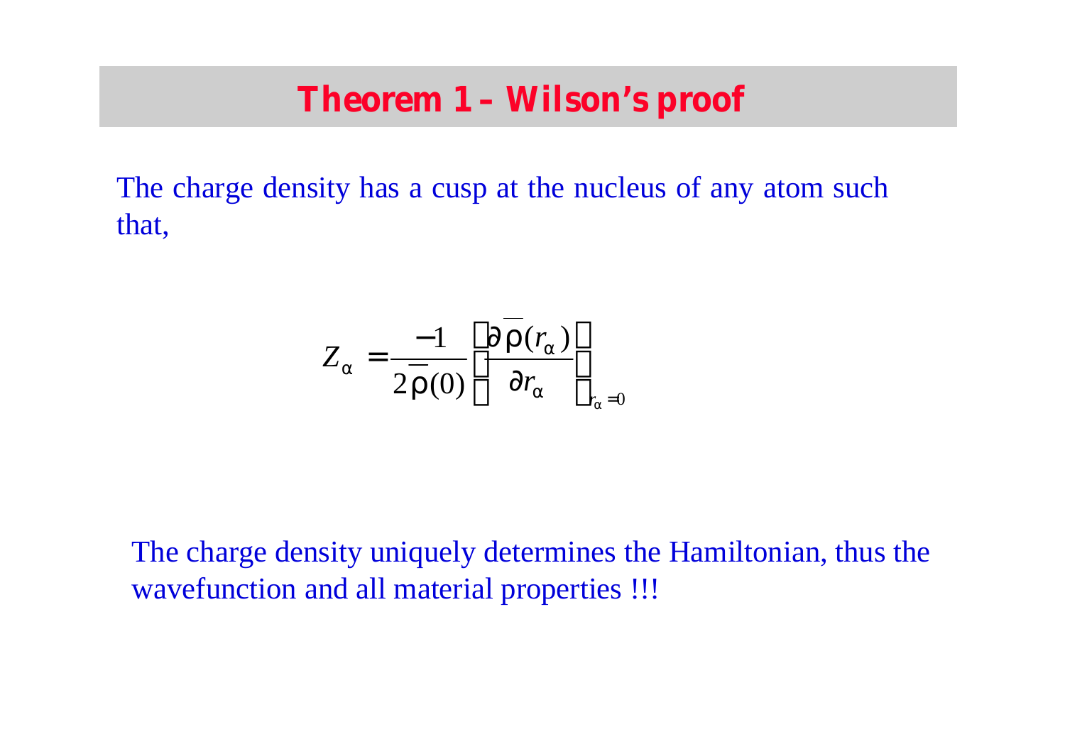# Theorem 1 – Wilson's proof

The charge density has a cusp at the nucleus of any atom such that,

$$Z_\alpha = \frac{-1}{2\bar{\rho}(0)}\left[\frac{\partial \bar{\rho}(r_\alpha)}{\partial r_\alpha}\right]_{r_\alpha = 0}$$

The charge density uniquely determines the Hamiltonian, thus the wavefunction and all material properties !!!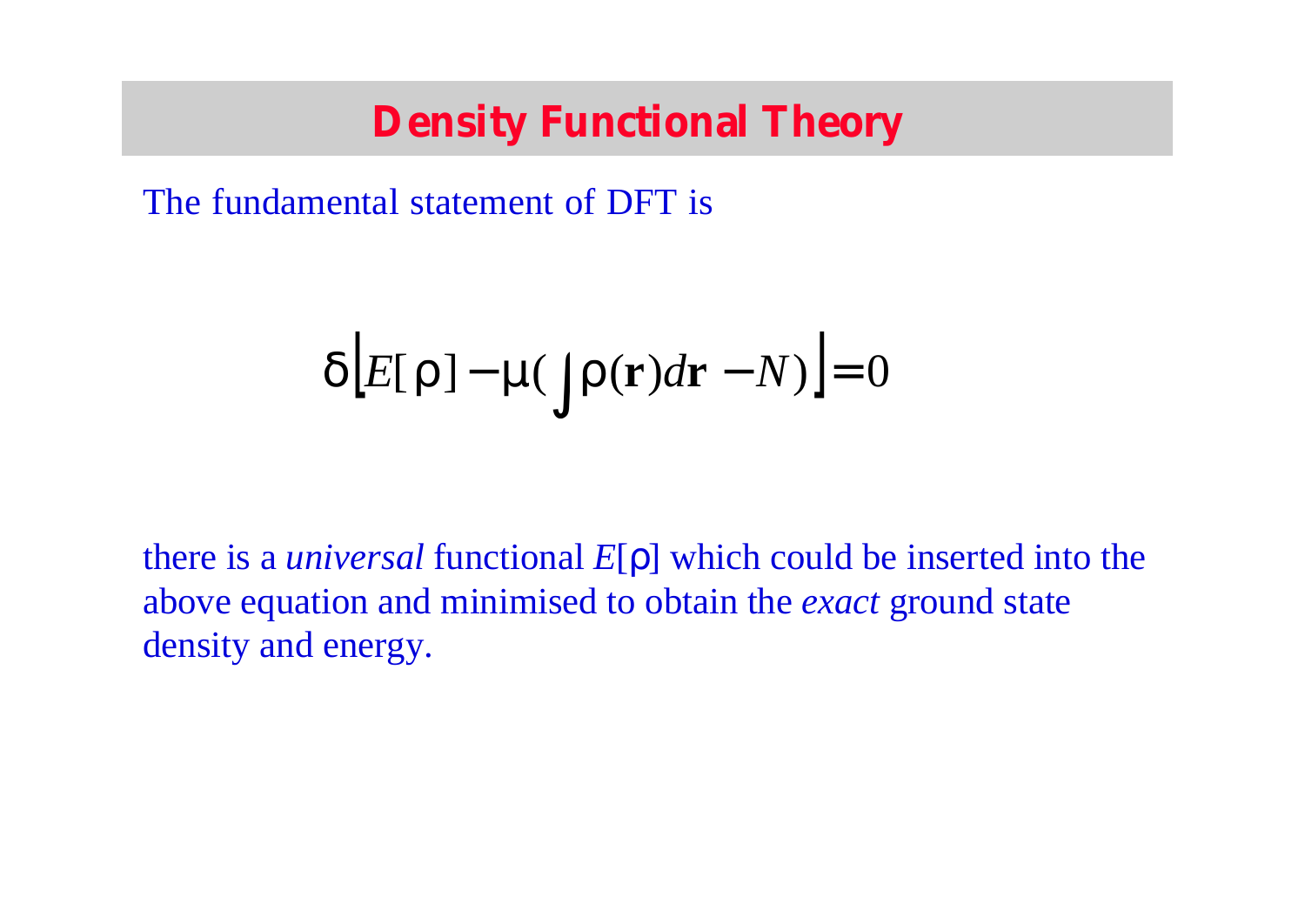# Density Functional Theory

The fundamental statement of DFT is

$$\delta\left[E[\rho] - \mu\left(\int \rho(\mathbf{r})d\mathbf{r} - N\right)\right] = 0$$

there is a *universal* functional $E[\rho]$ which could be inserted into the above equation and minimised to obtain the *exact* ground state density and energy.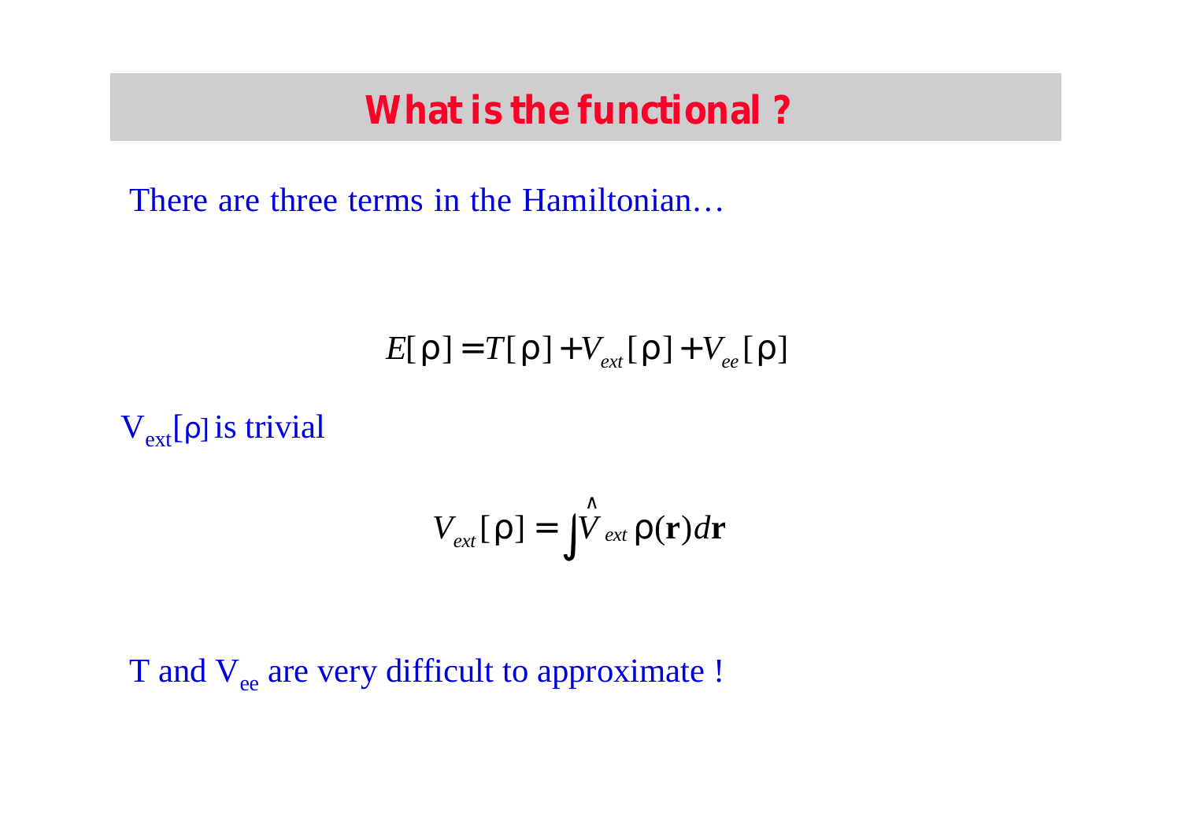# What is the functional ?

There are three terms in the Hamiltonian…

$$E[\rho] = T[\rho] + V_{ext}[\rho] + V_{ee}[\rho]$$

$V_{ext}[\rho]$ is trivial

$$V_{ext}[\rho] = \int \hat{V}_{ext}\, \rho(\mathbf{r})\, d\mathbf{r}$$

T and $V_{ee}$ are very difficult to approximate !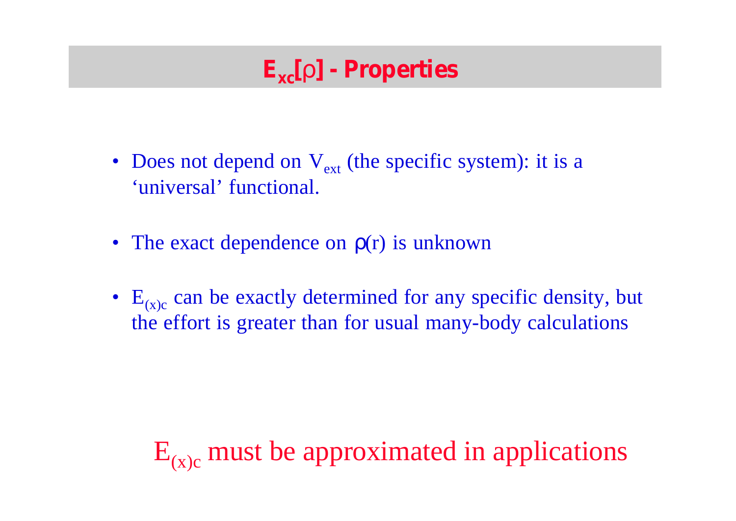# $E_{xc}[\rho]$ - Properties

- Does not depend on $V_{ext}$ (the specific system): it is a 'universal' functional.

- The exact dependence on $\rho(r)$ is unknown

- $E_{(x)c}$ can be exactly determined for any specific density, but the effort is greater than for usual many-body calculations

$E_{(x)c}$ must be approximated in applications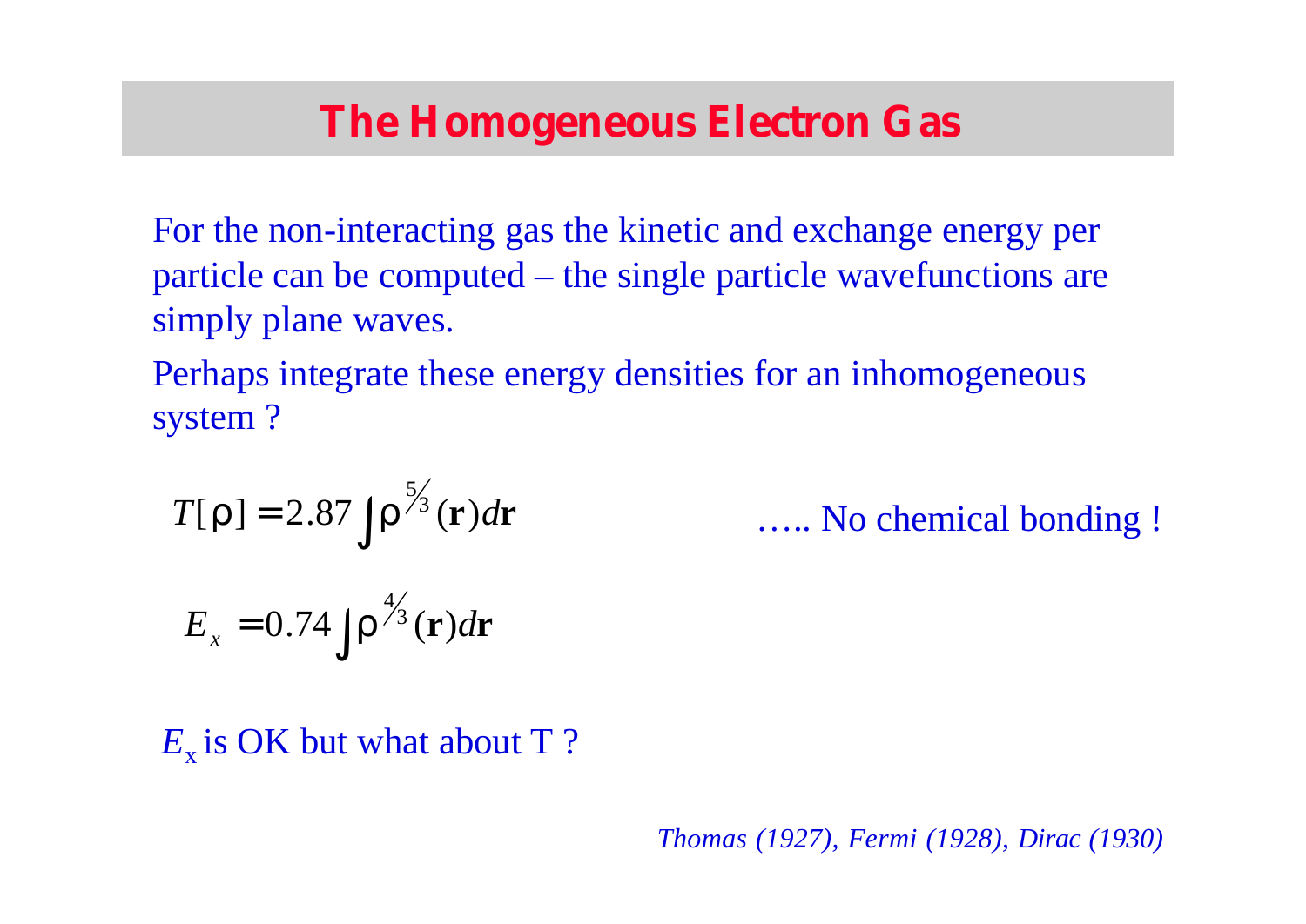# The Homogeneous Electron Gas

For the non-interacting gas the kinetic and exchange energy per particle can be computed – the single particle wavefunctions are simply plane waves.

Perhaps integrate these energy densities for an inhomogeneous system ?

$$T[\rho] = 2.87 \int \rho^{5/3}(\mathbf{r}) d\mathbf{r}$$

….. No chemical bonding !

$$E_x = 0.74 \int \rho^{4/3}(\mathbf{r}) d\mathbf{r}$$

$E_x$ is OK but what about T ?

*Thomas (1927), Fermi (1928), Dirac (1930)*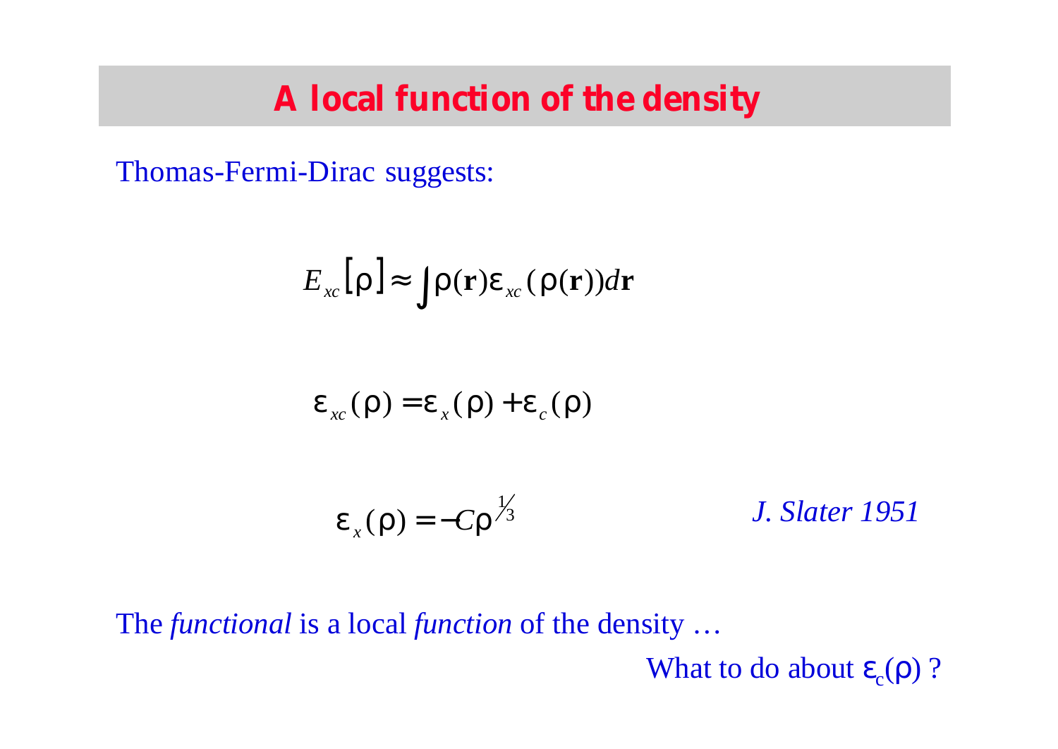# A local function of the density

Thomas-Fermi-Dirac suggests:

$$E_{xc}[\rho] \approx \int \rho(\mathbf{r}) \varepsilon_{xc}(\rho(\mathbf{r})) d\mathbf{r}$$

$$\varepsilon_{xc}(\rho) = \varepsilon_x(\rho) + \varepsilon_c(\rho)$$

$$\varepsilon_x(\rho) = -C\rho^{1/3}$$

*J. Slater 1951*

The *functional* is a local *function* of the density …

What to do about $\varepsilon_c(\rho)$ ?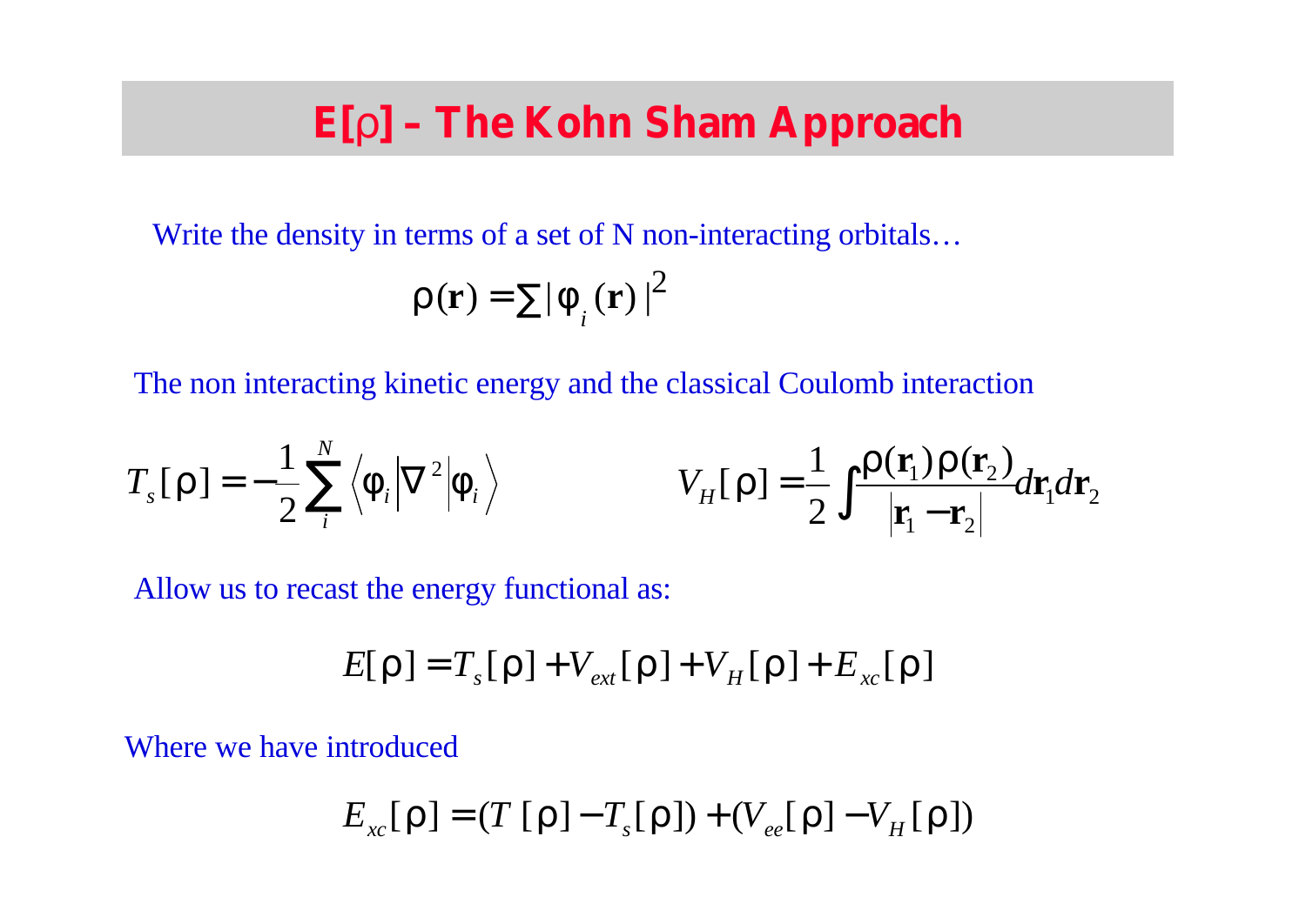# $E[\rho]$ – The Kohn Sham Approach

Write the density in terms of a set of N non-interacting orbitals…

$$\rho(\mathbf{r}) = \sum |\varphi_i(\mathbf{r})|^2$$

The non interacting kinetic energy and the classical Coulomb interaction

$$T_s[\rho] = -\frac{1}{2}\sum_i^N \left\langle \varphi_i \middle| \nabla^2 \middle| \varphi_i \right\rangle \qquad V_H[\rho] = \frac{1}{2}\int \frac{\rho(\mathbf{r}_1)\rho(\mathbf{r}_2)}{|\mathbf{r}_1 - \mathbf{r}_2|} d\mathbf{r}_1 d\mathbf{r}_2$$

Allow us to recast the energy functional as:

$$E[\rho] = T_s[\rho] + V_{ext}[\rho] + V_H[\rho] + E_{xc}[\rho]$$

Where we have introduced

$$E_{xc}[\rho] = (T[\rho] - T_s[\rho]) + (V_{ee}[\rho] - V_H[\rho])$$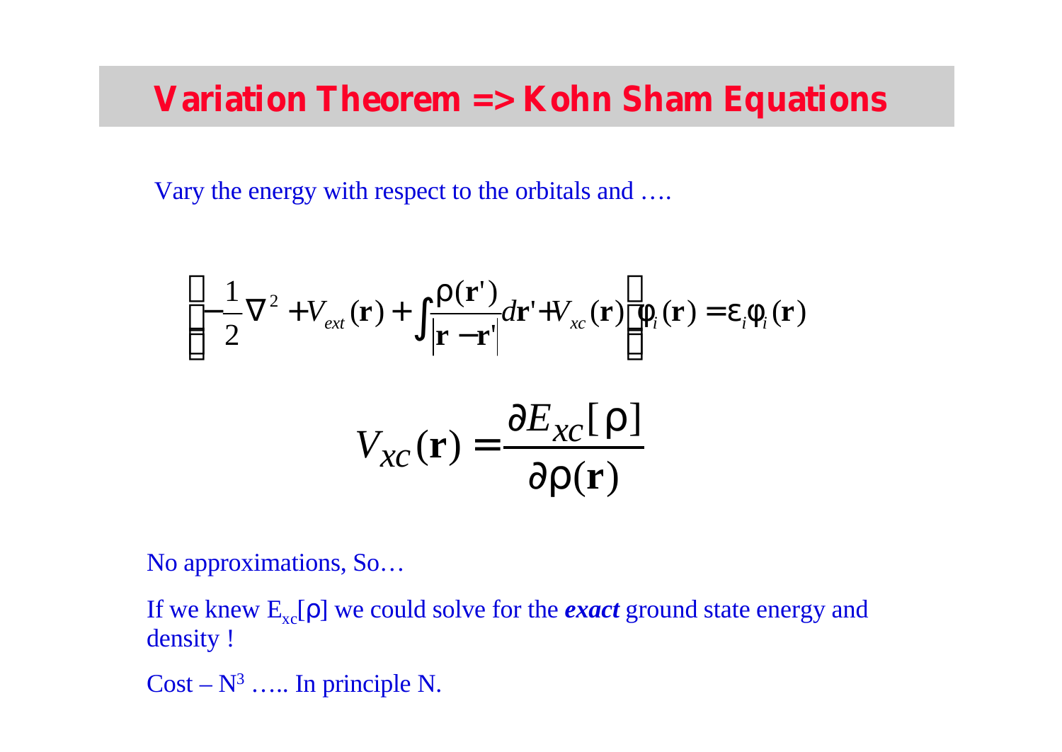# Variation Theorem => Kohn Sham Equations

Vary the energy with respect to the orbitals and ….

$$\left[-\frac{1}{2}\nabla^2 + V_{ext}(\mathbf{r}) + \int \frac{\rho(\mathbf{r}')}{|\mathbf{r}-\mathbf{r}'|} d\mathbf{r}' + V_{xc}(\mathbf{r})\right]\varphi_i(\mathbf{r}) = \varepsilon_i \varphi_i(\mathbf{r})$$

$$V_{XC}(\mathbf{r}) = \frac{\partial E_{XC}[\rho]}{\partial \rho(\mathbf{r})}$$

No approximations, So…

If we knew $E_{xc}[\rho]$ we could solve for the ***exact*** ground state energy and density !

Cost – $N^3$ ….. In principle N.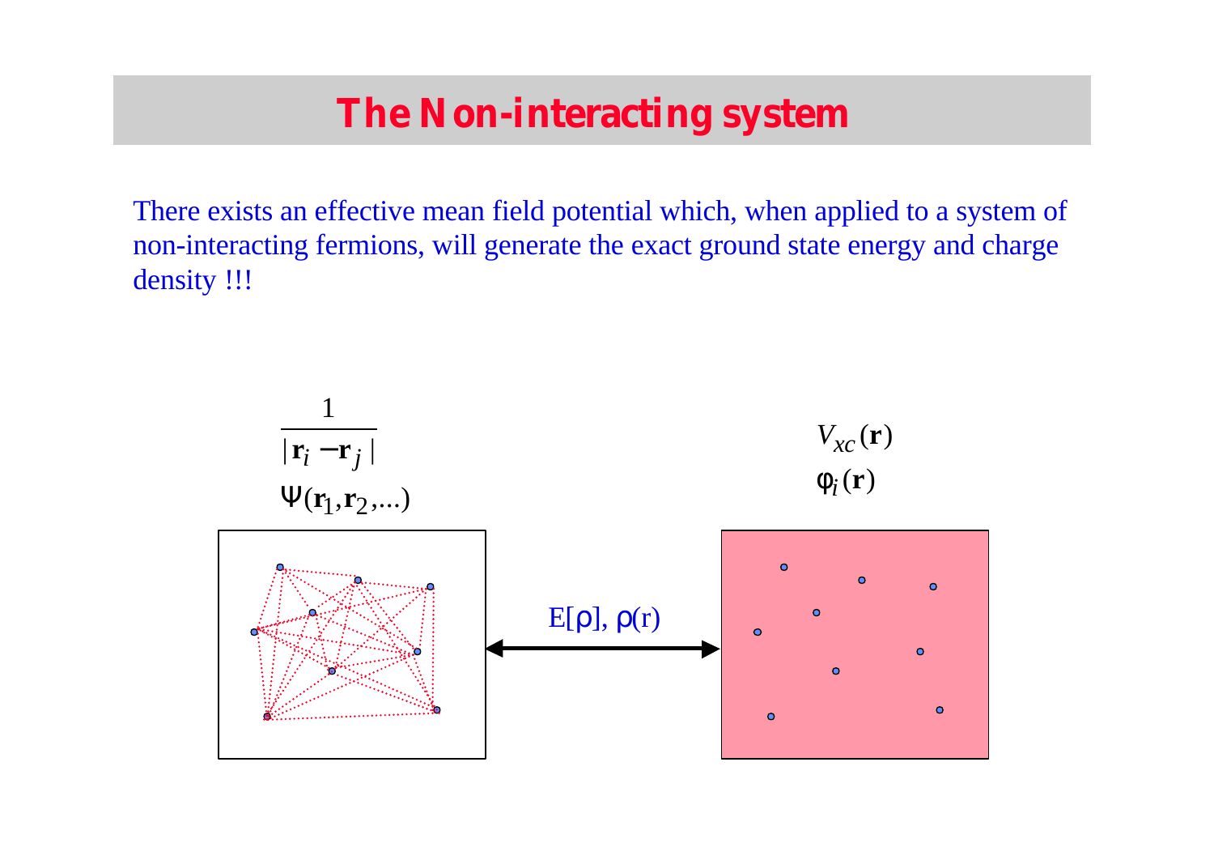# The Non-interacting system

There exists an effective mean field potential which, when applied to a system of non-interacting fermions, will generate the exact ground state energy and charge density !!!

$$\frac{1}{|\mathbf{r}_i - \mathbf{r}_j|}$$

$$\Psi(\mathbf{r}_1, \mathbf{r}_2, \ldots)$$

$E[\rho]$, $\rho(\mathrm{r})$

$$V_{xc}(\mathbf{r})$$

$$\varphi_i(\mathbf{r})$$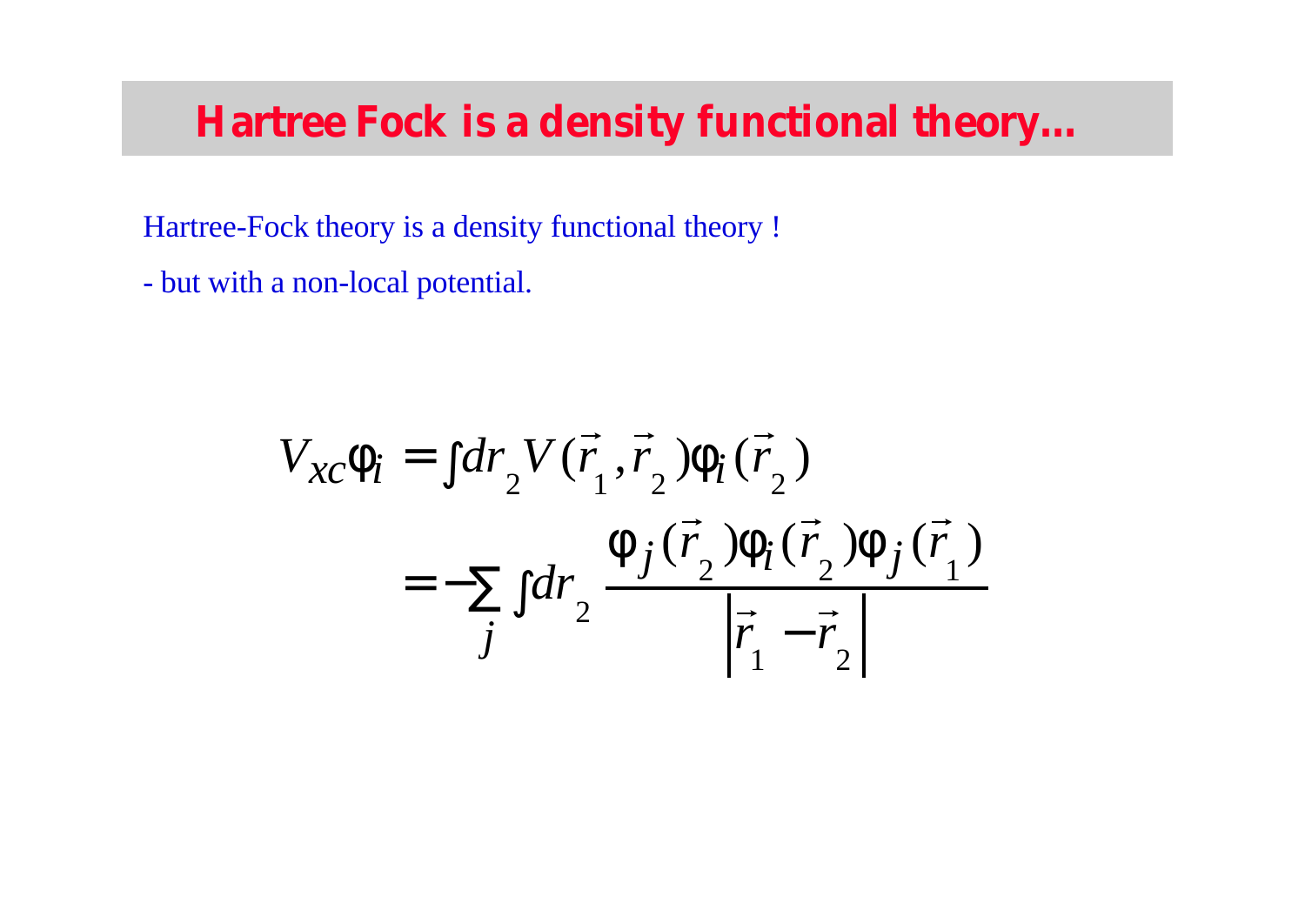# Hartree Fock is a density functional theory...

Hartree-Fock theory is a density functional theory !

- but with a non-local potential.

$$
\begin{aligned}
V_{xc}\varphi_i &= \int dr_2 V(\vec{r}_1, \vec{r}_2)\varphi_i(\vec{r}_2) \\
&= -\sum_j \int dr_2 \frac{\varphi_j(\vec{r}_2)\varphi_i(\vec{r}_2)\varphi_j(\vec{r}_1)}{\left|\vec{r}_1 - \vec{r}_2\right|}
\end{aligned}
$$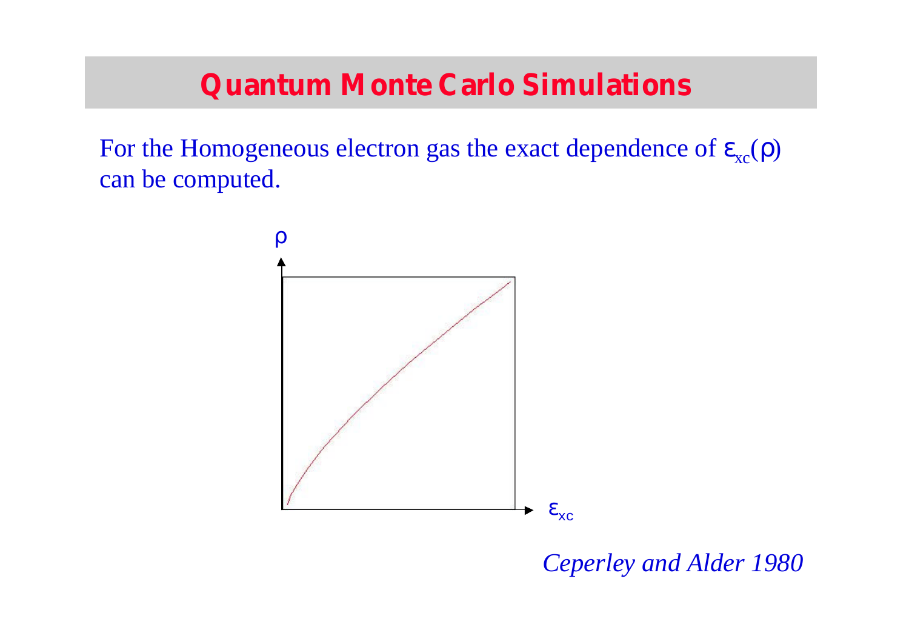# Quantum Monte Carlo Simulations

For the Homogeneous electron gas the exact dependence of $\varepsilon_{xc}(\rho)$ can be computed.

*Ceperley and Alder 1980*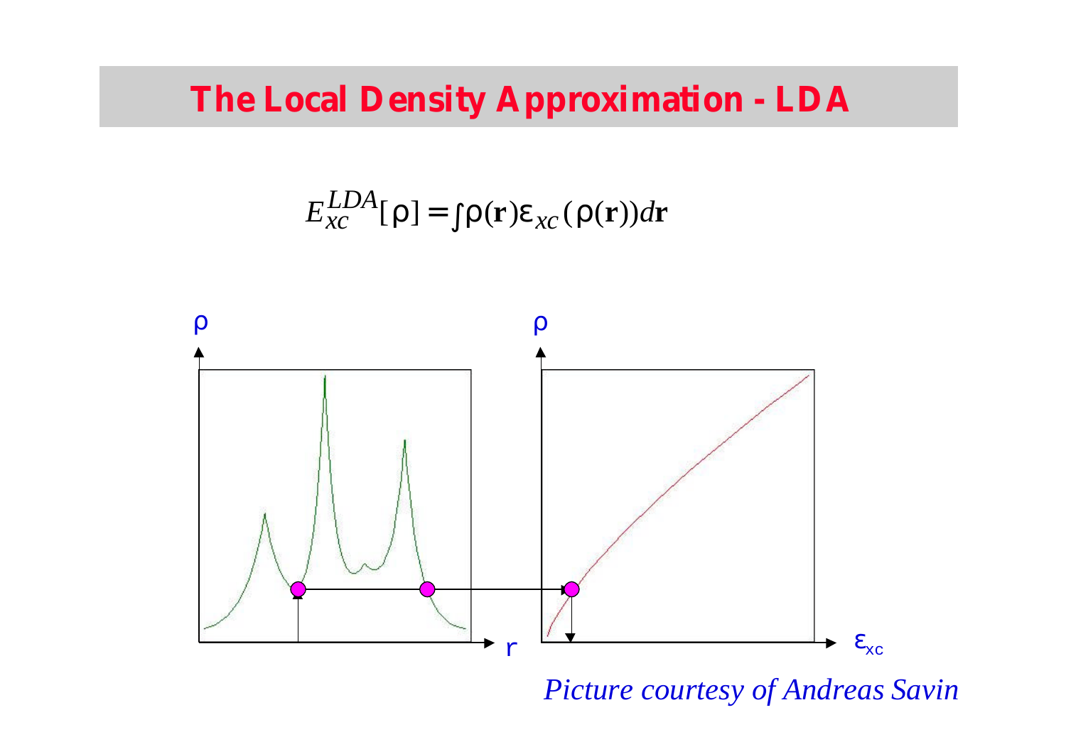# The Local Density Approximation - LDA

$$E_{xc}^{LDA}[\rho] = \int \rho(\mathbf{r}) \varepsilon_{xc}(\rho(\mathbf{r})) d\mathbf{r}$$

*Picture courtesy of Andreas Savin*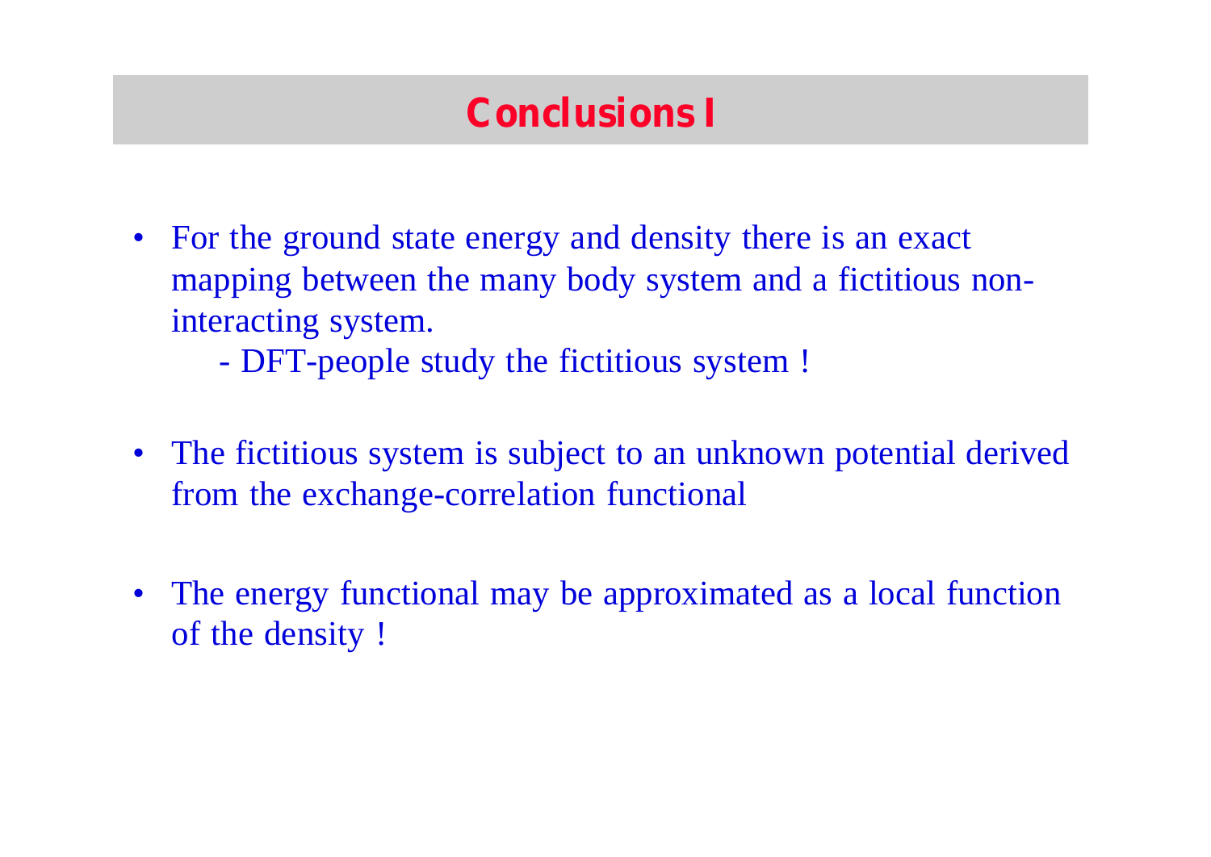# Conclusions I

- For the ground state energy and density there is an exact mapping between the many body system and a fictitious non-interacting system.
  - DFT-people study the fictitious system !

- The fictitious system is subject to an unknown potential derived from the exchange-correlation functional

- The energy functional may be approximated as a local function of the density !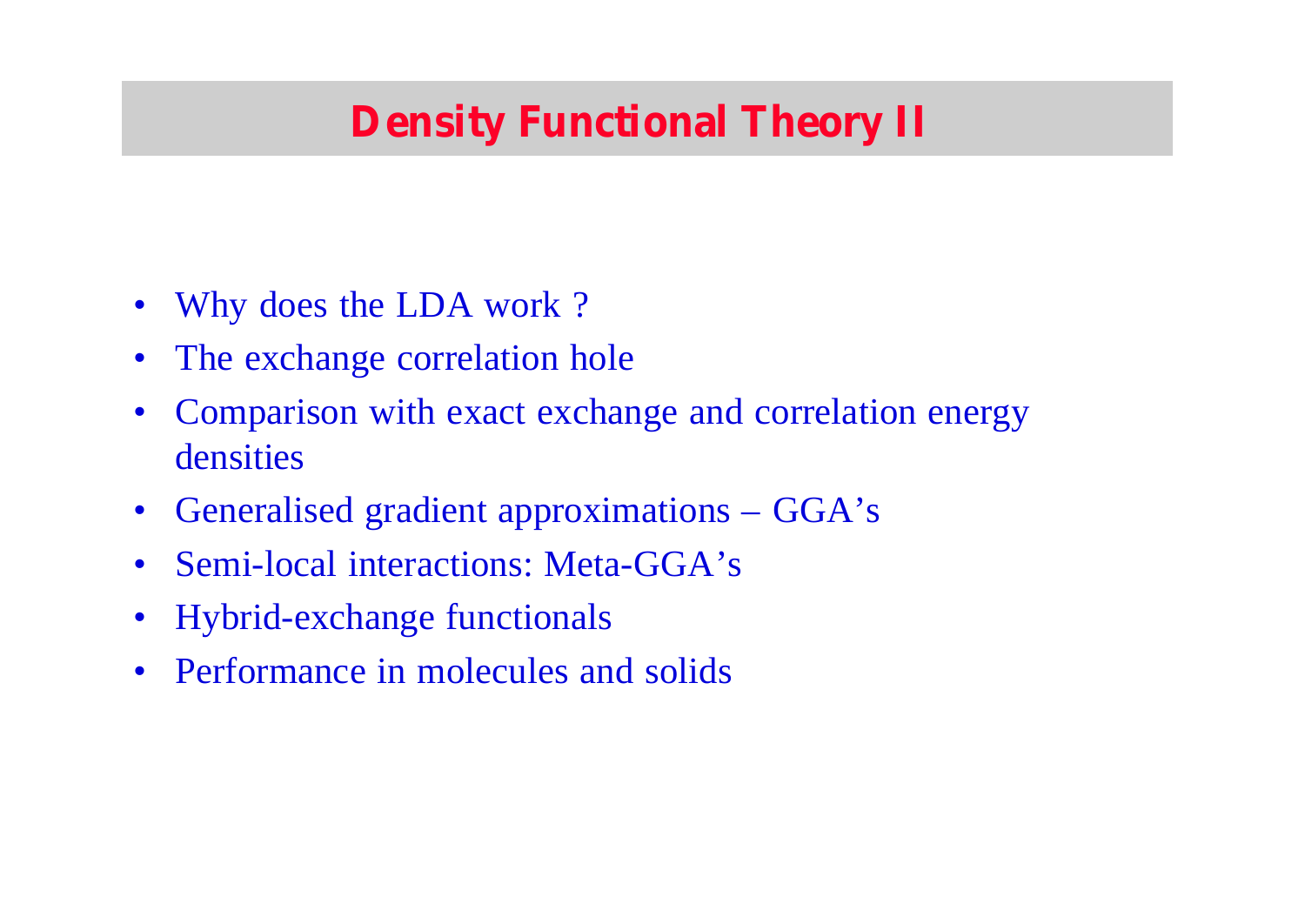# Density Functional Theory II

- Why does the LDA work ?
- The exchange correlation hole
- Comparison with exact exchange and correlation energy densities
- Generalised gradient approximations – GGA's
- Semi-local interactions: Meta-GGA's
- Hybrid-exchange functionals
- Performance in molecules and solids